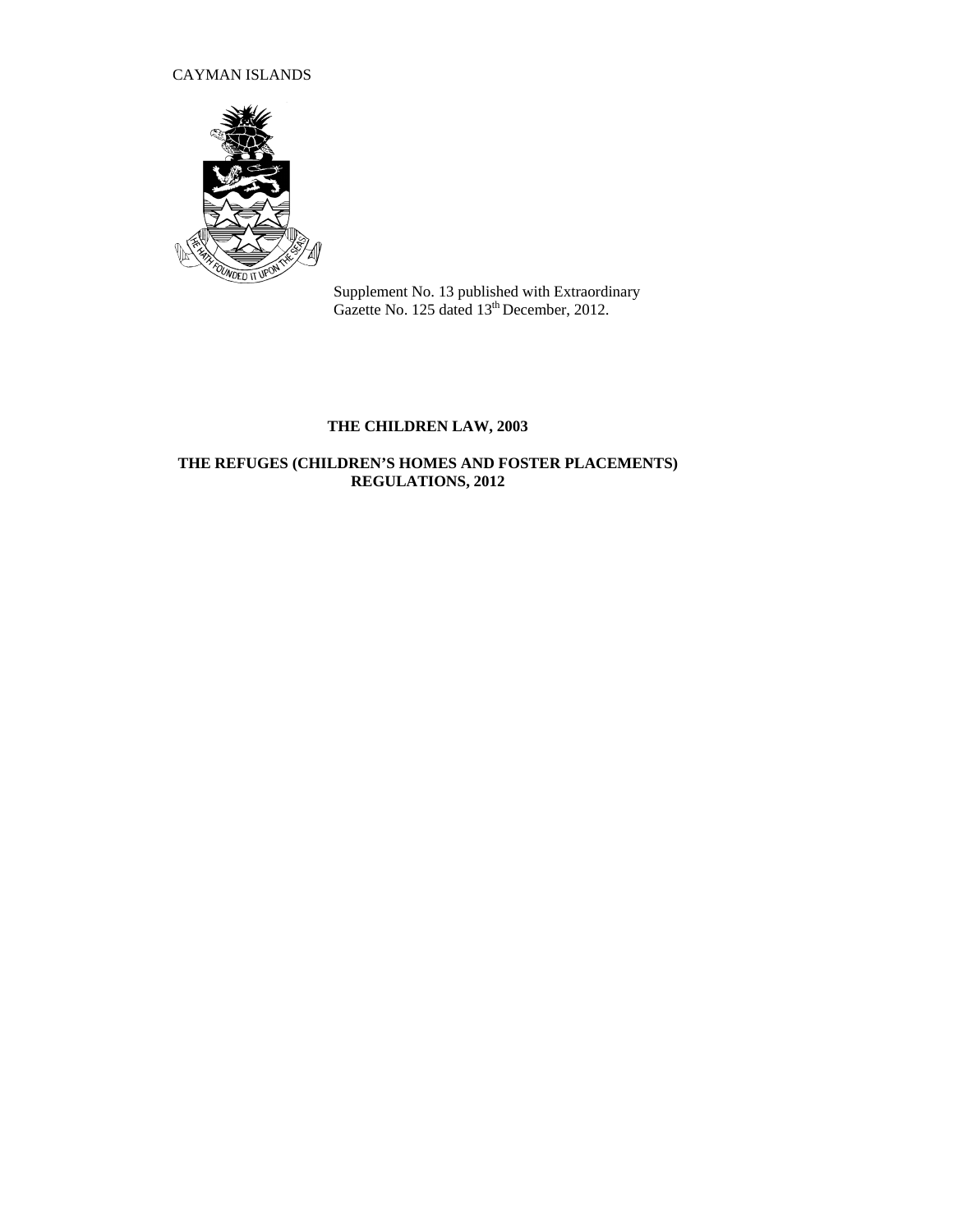CAYMAN ISLANDS

Supplement No. 13 published with Extraordinary Gazette No. 125 dated 13th December, 2012.

**THE CHILDREN LAW, 2003**

**THE REFUGES (CHILDREN'S HOMES AND FOSTER PLACEMENTS) REGULATIONS, 2012**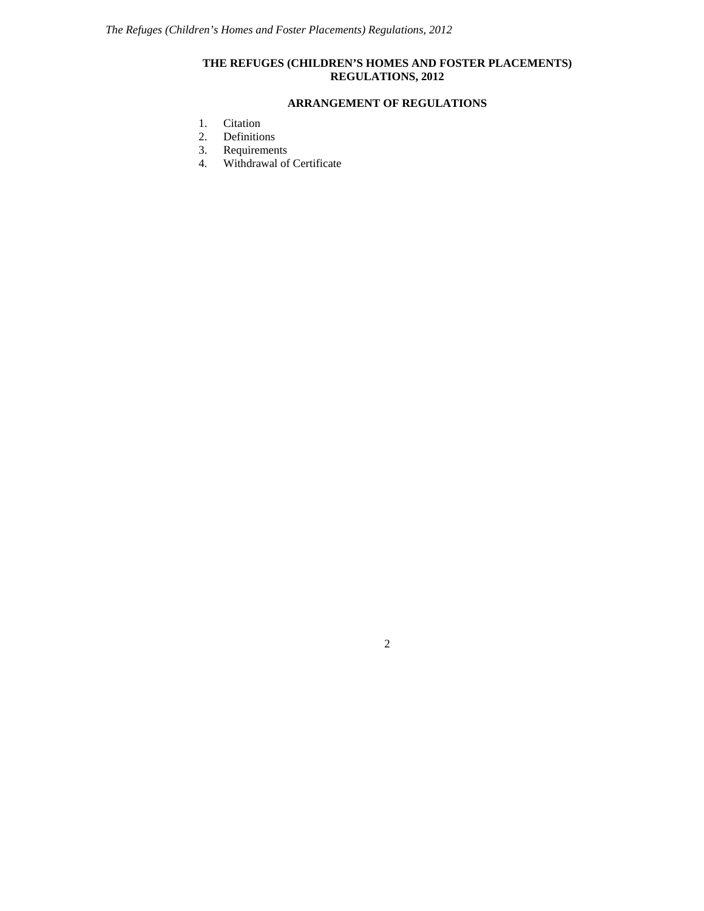# THE REFUGES (CHILDREN'S HOMES AND FOSTER PLACEMENTS) REGULATIONS, 2012

## ARRANGEMENT OF REGULATIONS

1. Citation
2. Definitions
3. Requirements
4. Withdrawal of Certificate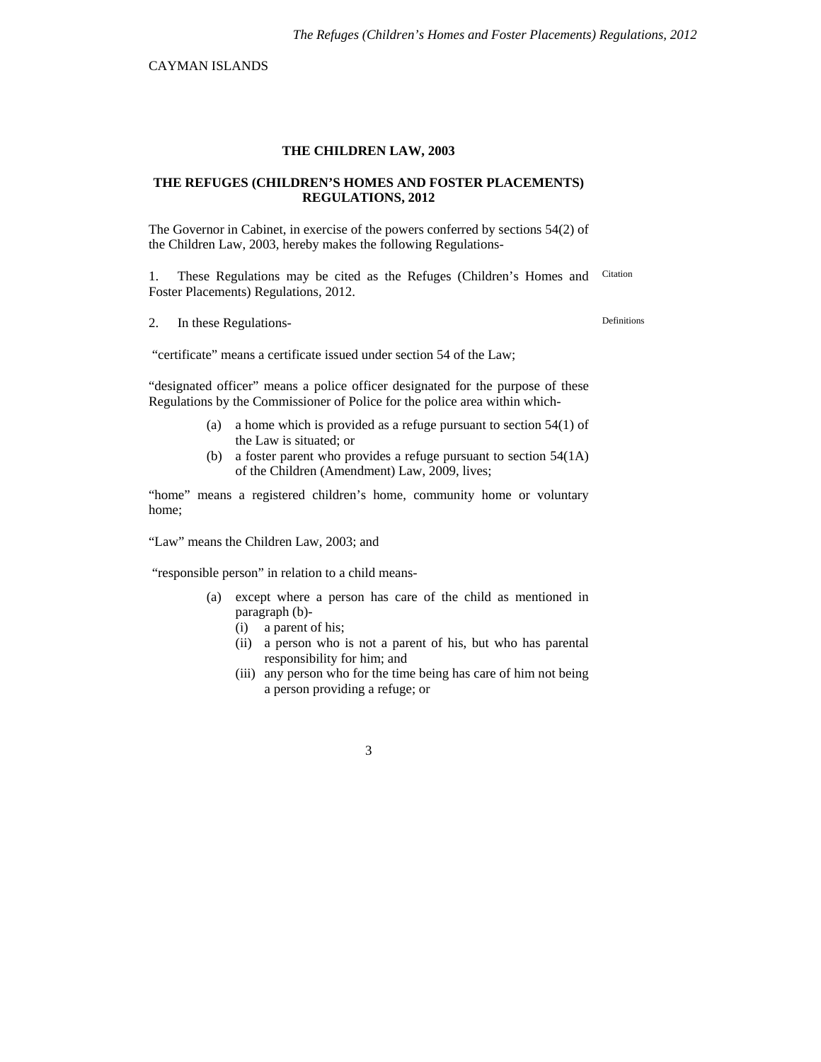CAYMAN ISLANDS

**THE CHILDREN LAW, 2003**

**THE REFUGES (CHILDREN'S HOMES AND FOSTER PLACEMENTS) REGULATIONS, 2012**

The Governor in Cabinet, in exercise of the powers conferred by sections 54(2) of the Children Law, 2003, hereby makes the following Regulations-

Citation

1. These Regulations may be cited as the Refuges (Children's Homes and Foster Placements) Regulations, 2012.

Definitions

2. In these Regulations-

"certificate" means a certificate issued under section 54 of the Law;

"designated officer" means a police officer designated for the purpose of these Regulations by the Commissioner of Police for the police area within which-

- (a) a home which is provided as a refuge pursuant to section 54(1) of the Law is situated; or
- (b) a foster parent who provides a refuge pursuant to section 54(1A) of the Children (Amendment) Law, 2009, lives;

"home" means a registered children's home, community home or voluntary home;

"Law" means the Children Law, 2003; and

"responsible person" in relation to a child means-

- (a) except where a person has care of the child as mentioned in paragraph (b)-
  - (i) a parent of his;
  - (ii) a person who is not a parent of his, but who has parental responsibility for him; and
  - (iii) any person who for the time being has care of him not being a person providing a refuge; or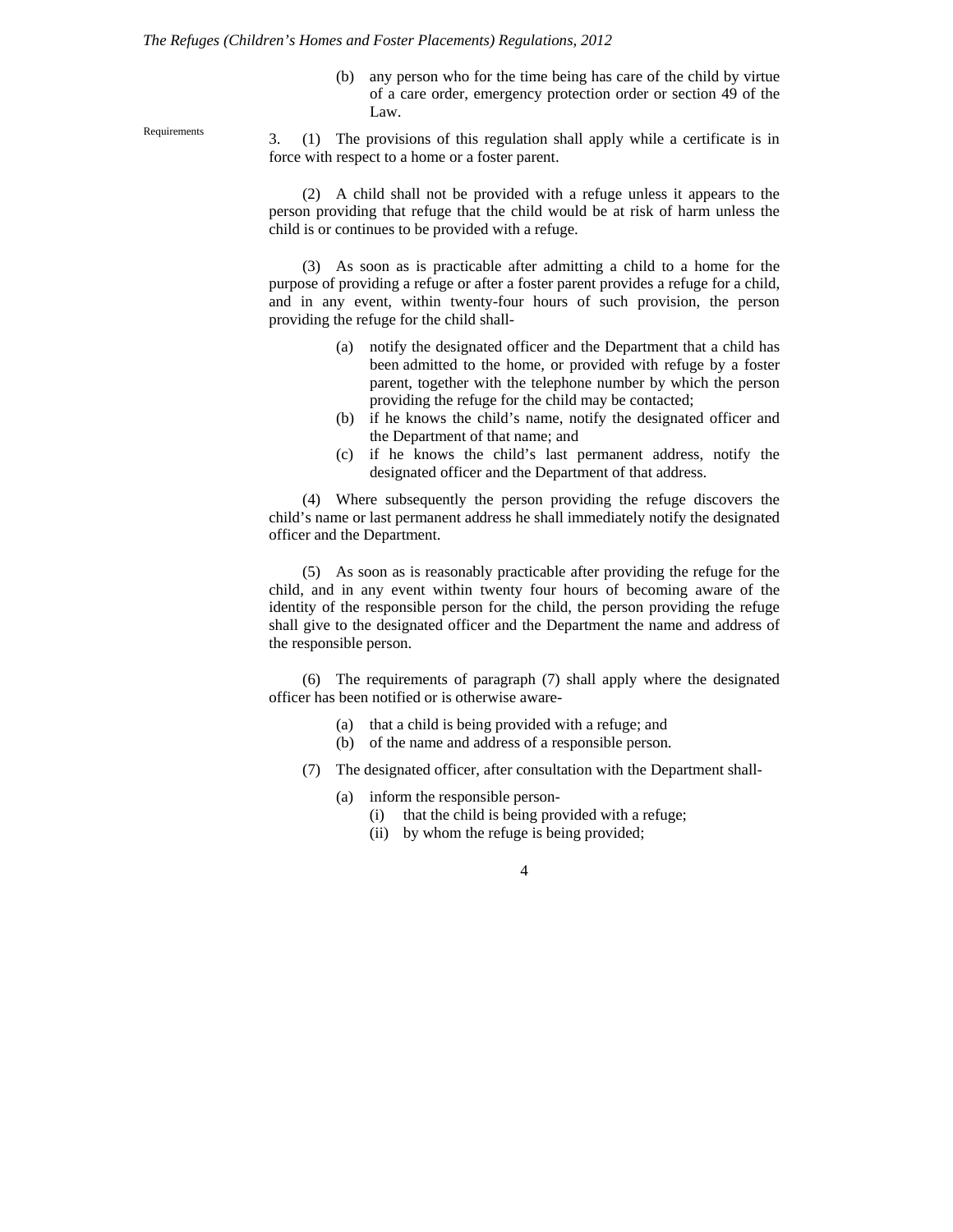(b) any person who for the time being has care of the child by virtue of a care order, emergency protection order or section 49 of the Law.

Requirements

3. (1) The provisions of this regulation shall apply while a certificate is in force with respect to a home or a foster parent.

(2) A child shall not be provided with a refuge unless it appears to the person providing that refuge that the child would be at risk of harm unless the child is or continues to be provided with a refuge.

(3) As soon as is practicable after admitting a child to a home for the purpose of providing a refuge or after a foster parent provides a refuge for a child, and in any event, within twenty-four hours of such provision, the person providing the refuge for the child shall-

(a) notify the designated officer and the Department that a child has been admitted to the home, or provided with refuge by a foster parent, together with the telephone number by which the person providing the refuge for the child may be contacted;
(b) if he knows the child's name, notify the designated officer and the Department of that name; and
(c) if he knows the child's last permanent address, notify the designated officer and the Department of that address.

(4) Where subsequently the person providing the refuge discovers the child's name or last permanent address he shall immediately notify the designated officer and the Department.

(5) As soon as is reasonably practicable after providing the refuge for the child, and in any event within twenty four hours of becoming aware of the identity of the responsible person for the child, the person providing the refuge shall give to the designated officer and the Department the name and address of the responsible person.

(6) The requirements of paragraph (7) shall apply where the designated officer has been notified or is otherwise aware-

(a) that a child is being provided with a refuge; and
(b) of the name and address of a responsible person.

(7) The designated officer, after consultation with the Department shall-

(a) inform the responsible person-
  (i) that the child is being provided with a refuge;
  (ii) by whom the refuge is being provided;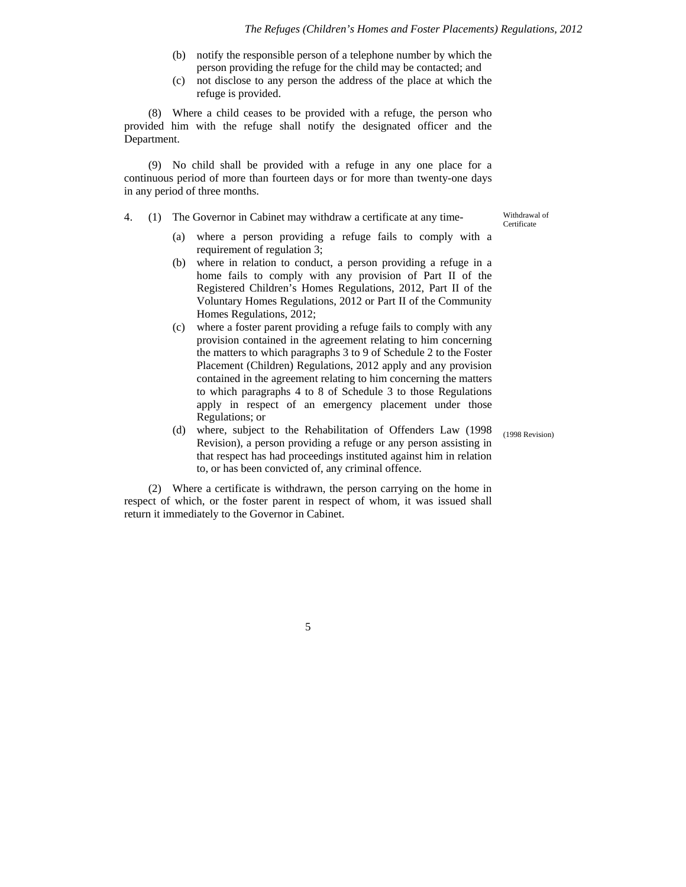(b) notify the responsible person of a telephone number by which the person providing the refuge for the child may be contacted; and

(c) not disclose to any person the address of the place at which the refuge is provided.

(8) Where a child ceases to be provided with a refuge, the person who provided him with the refuge shall notify the designated officer and the Department.

(9) No child shall be provided with a refuge in any one place for a continuous period of more than fourteen days or for more than twenty-one days in any period of three months.

Withdrawal of Certificate

4. (1) The Governor in Cabinet may withdraw a certificate at any time-

(a) where a person providing a refuge fails to comply with a requirement of regulation 3;

(b) where in relation to conduct, a person providing a refuge in a home fails to comply with any provision of Part II of the Registered Children's Homes Regulations, 2012, Part II of the Voluntary Homes Regulations, 2012 or Part II of the Community Homes Regulations, 2012;

(c) where a foster parent providing a refuge fails to comply with any provision contained in the agreement relating to him concerning the matters to which paragraphs 3 to 9 of Schedule 2 to the Foster Placement (Children) Regulations, 2012 apply and any provision contained in the agreement relating to him concerning the matters to which paragraphs 4 to 8 of Schedule 3 to those Regulations apply in respect of an emergency placement under those Regulations; or

(d) where, subject to the Rehabilitation of Offenders Law (1998 Revision), a person providing a refuge or any person assisting in that respect has had proceedings instituted against him in relation to, or has been convicted of, any criminal offence.

(1998 Revision)

(2) Where a certificate is withdrawn, the person carrying on the home in respect of which, or the foster parent in respect of whom, it was issued shall return it immediately to the Governor in Cabinet.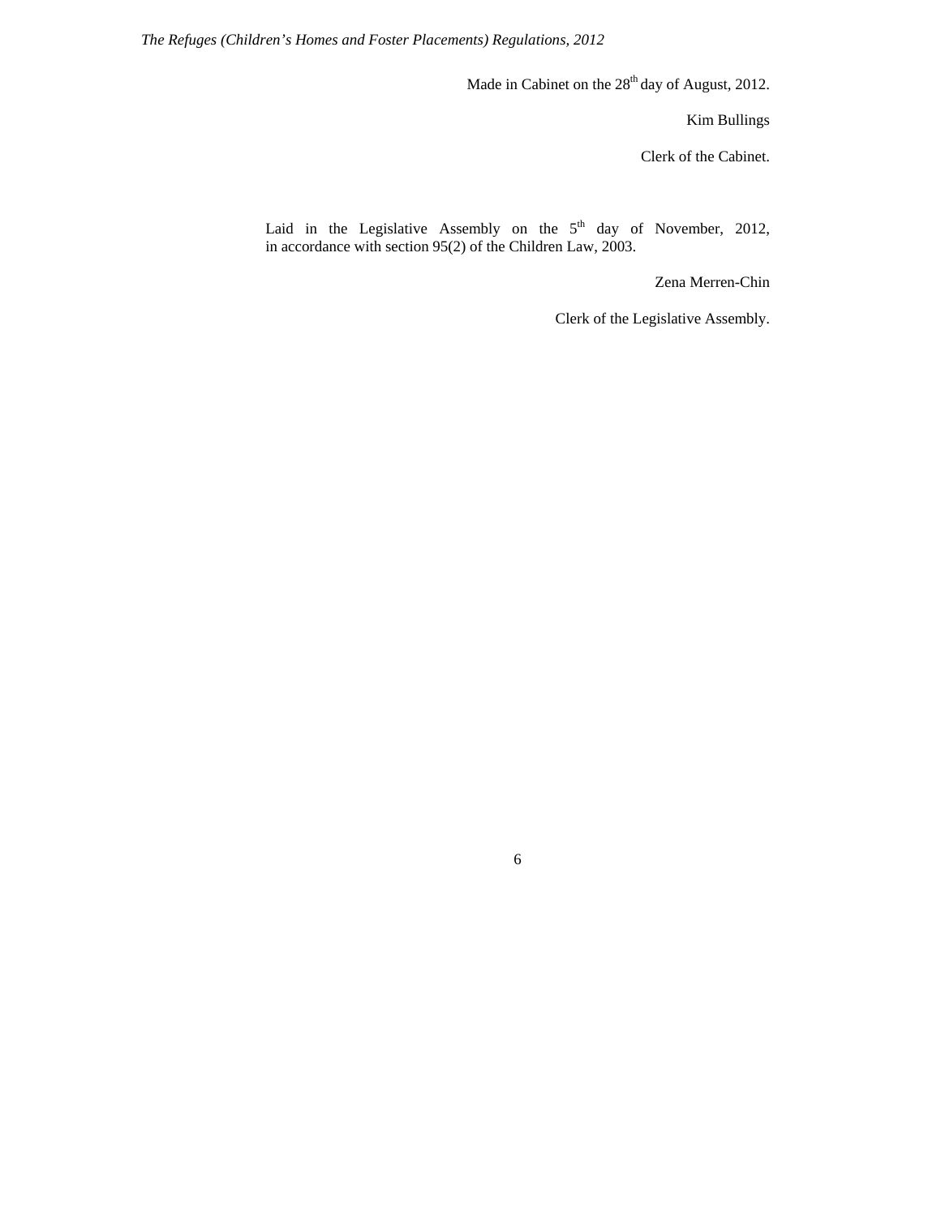Made in Cabinet on the 28th day of August, 2012.

Kim Bullings

Clerk of the Cabinet.

Laid in the Legislative Assembly on the 5th day of November, 2012, in accordance with section 95(2) of the Children Law, 2003.

Zena Merren-Chin

Clerk of the Legislative Assembly.